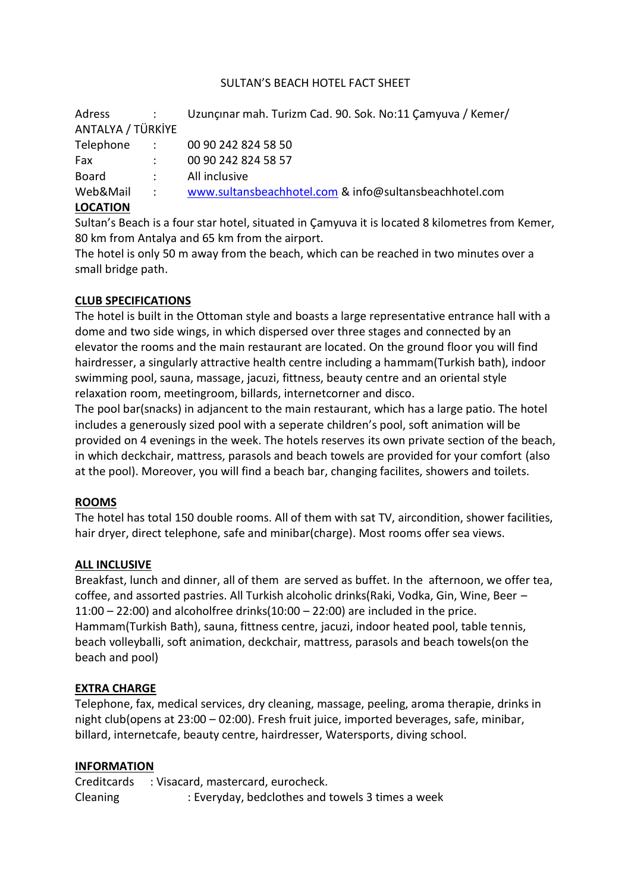# SULTAN'S BEACH HOTEL FACT SHEET

Adress : Uzunçınar mah. Turizm Cad. 90. Sok. No:11 Çamyuva / Kemer/ ANTALYA / TÜRKİYE
Telephone : 00 90 242 824 58 50
Fax : 00 90 242 824 58 57
Board : All inclusive
Web&Mail : www.sultansbeachhotel.com & info@sultansbeachhotel.com

## LOCATION

Sultan's Beach is a four star hotel, situated in Çamyuva it is located 8 kilometres from Kemer, 80 km from Antalya and 65 km from the airport.
The hotel is only 50 m away from the beach, which can be reached in two minutes over a small bridge path.

## CLUB SPECIFICATIONS

The hotel is built in the Ottoman style and boasts a large representative entrance hall with a dome and two side wings, in which dispersed over three stages and connected by an elevator the rooms and the main restaurant are located. On the ground floor you will find hairdresser, a singularly attractive health centre including a hammam(Turkish bath), indoor swimming pool, sauna, massage, jacuzi, fittness, beauty centre and an oriental style relaxation room, meetingroom, billards, internetcorner and disco.
The pool bar(snacks) in adjancent to the main restaurant, which has a large patio. The hotel includes a generously sized pool with a seperate children's pool, soft animation will be provided on 4 evenings in the week. The hotels reserves its own private section of the beach, in which deckchair, mattress, parasols and beach towels are provided for your comfort (also at the pool). Moreover, you will find a beach bar, changing facilites, showers and toilets.

## ROOMS

The hotel has total 150 double rooms. All of them with sat TV, aircondition, shower facilities, hair dryer, direct telephone, safe and minibar(charge). Most rooms offer sea views.

## ALL INCLUSIVE

Breakfast, lunch and dinner, all of them are served as buffet. In the afternoon, we offer tea, coffee, and assorted pastries. All Turkish alcoholic drinks(Raki, Vodka, Gin, Wine, Beer – 11:00 – 22:00) and alcoholfree drinks(10:00 – 22:00) are included in the price.
Hammam(Turkish Bath), sauna, fittness centre, jacuzi, indoor heated pool, table tennis, beach volleyballi, soft animation, deckchair, mattress, parasols and beach towels(on the beach and pool)

## EXTRA CHARGE

Telephone, fax, medical services, dry cleaning, massage, peeling, aroma therapie, drinks in night club(opens at 23:00 – 02:00). Fresh fruit juice, imported beverages, safe, minibar, billard, internetcafe, beauty centre, hairdresser, Watersports, diving school.

## INFORMATION

Creditcards : Visacard, mastercard, eurocheck.
Cleaning : Everyday, bedclothes and towels 3 times a week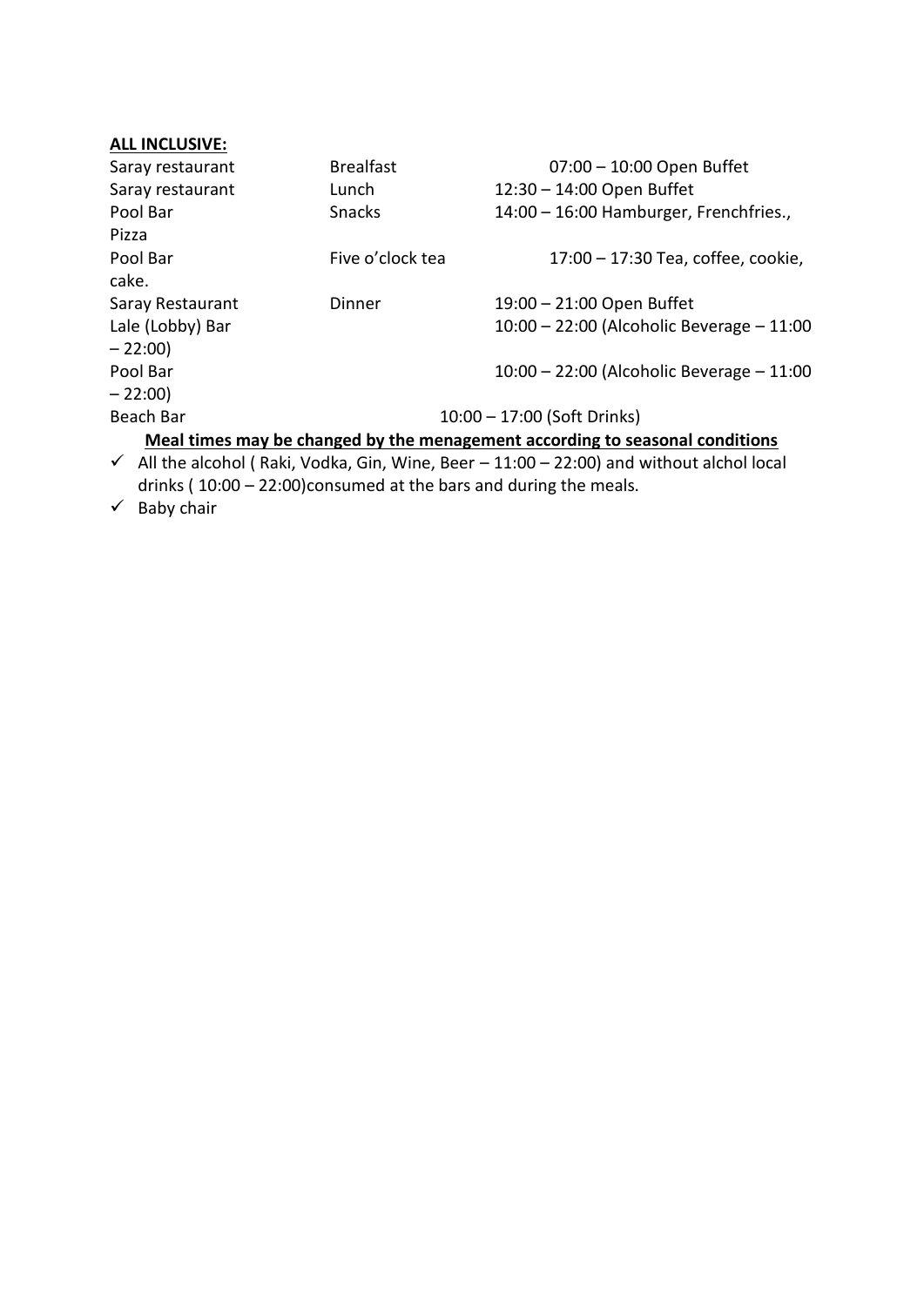**ALL INCLUSIVE:**

| | | |
|---|---|---|
| Saray restaurant | Brealfast | 07:00 – 10:00 Open Buffet |
| Saray restaurant | Lunch | 12:30 – 14:00 Open Buffet |
| Pool Bar | Snacks | 14:00 – 16:00 Hamburger, Frenchfries., Pizza |
| Pool Bar | Five o'clock tea | 17:00 – 17:30 Tea, coffee, cookie, cake. |
| Saray Restaurant | Dinner | 19:00 – 21:00 Open Buffet |
| Lale (Lobby) Bar | | 10:00 – 22:00 (Alcoholic Beverage – 11:00 – 22:00) |
| Pool Bar | | 10:00 – 22:00 (Alcoholic Beverage – 11:00 – 22:00) |
| Beach Bar | | 10:00 – 17:00 (Soft Drinks) |

**Meal times may be changed by the menagement according to seasonal conditions**

- ✓ All the alcohol ( Raki, Vodka, Gin, Wine, Beer – 11:00 – 22:00) and without alchol local drinks ( 10:00 – 22:00)consumed at the bars and during the meals.
- ✓ Baby chair